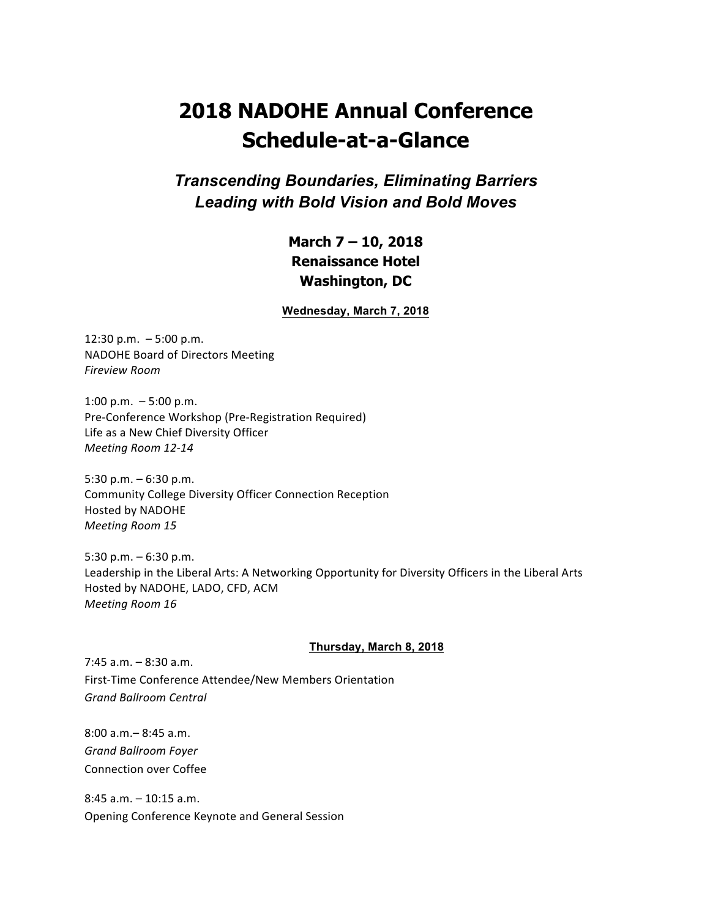# 2018 NADOHE Annual Conference Schedule-at-a-Glance

### *Transcending Boundaries, Eliminating Barriers Leading with Bold Vision and Bold Moves*

**March 7 – 10, 2018**
**Renaissance Hotel**
**Washington, DC**

**<u>Wednesday, March 7, 2018</u>**

12:30 p.m. – 5:00 p.m.
NADOHE Board of Directors Meeting
*Fireview Room*

1:00 p.m. – 5:00 p.m.
Pre-Conference Workshop (Pre-Registration Required)
Life as a New Chief Diversity Officer
*Meeting Room 12-14*

5:30 p.m. – 6:30 p.m.
Community College Diversity Officer Connection Reception
Hosted by NADOHE
*Meeting Room 15*

5:30 p.m. – 6:30 p.m.
Leadership in the Liberal Arts: A Networking Opportunity for Diversity Officers in the Liberal Arts
Hosted by NADOHE, LADO, CFD, ACM
*Meeting Room 16*

**<u>Thursday, March 8, 2018</u>**

7:45 a.m. – 8:30 a.m.
First-Time Conference Attendee/New Members Orientation
*Grand Ballroom Central*

8:00 a.m.– 8:45 a.m.
*Grand Ballroom Foyer*
Connection over Coffee

8:45 a.m. – 10:15 a.m.
Opening Conference Keynote and General Session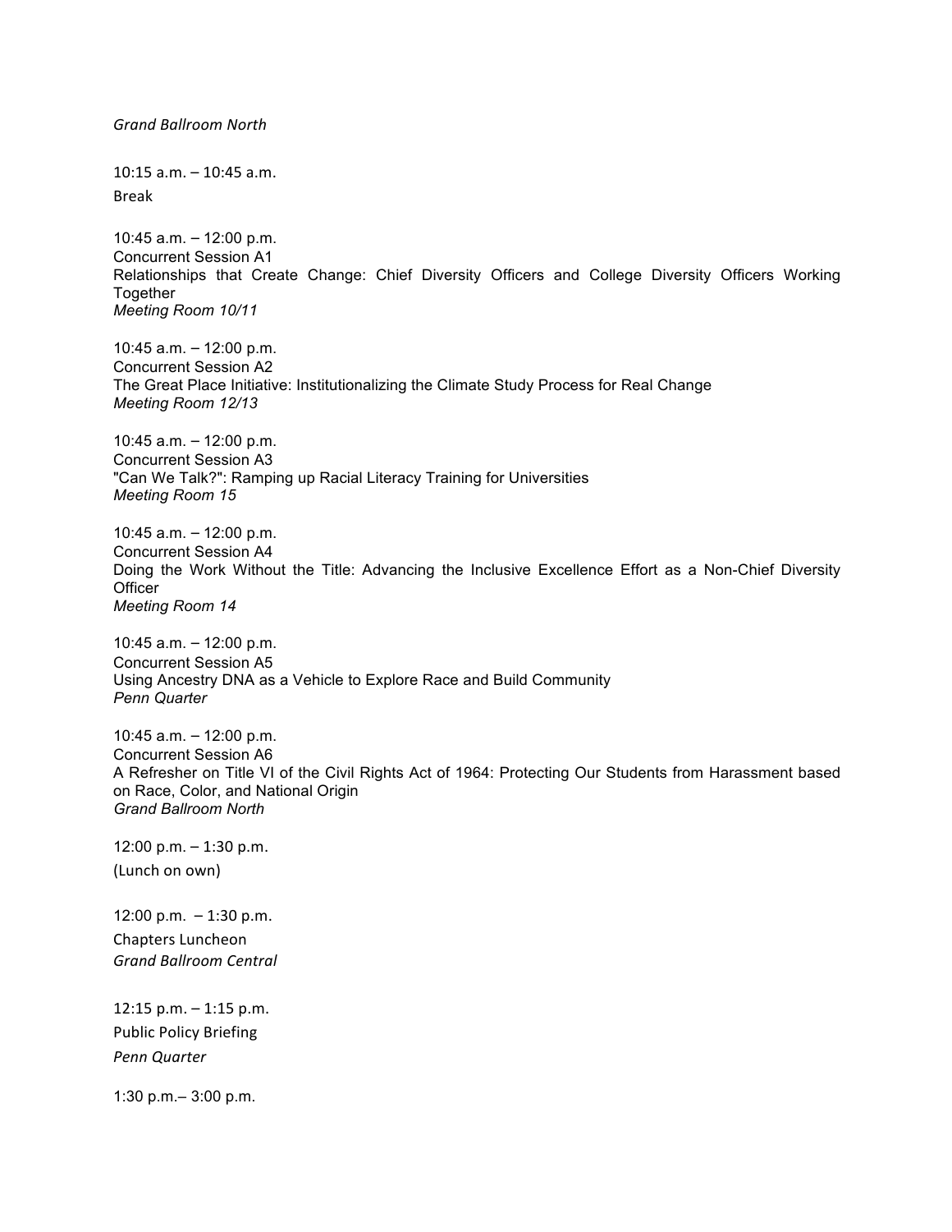*Grand Ballroom North*

10:15 a.m. – 10:45 a.m.
Break

10:45 a.m. – 12:00 p.m.
Concurrent Session A1
Relationships that Create Change: Chief Diversity Officers and College Diversity Officers Working Together
*Meeting Room 10/11*

10:45 a.m. – 12:00 p.m.
Concurrent Session A2
The Great Place Initiative: Institutionalizing the Climate Study Process for Real Change
*Meeting Room 12/13*

10:45 a.m. – 12:00 p.m.
Concurrent Session A3
"Can We Talk?": Ramping up Racial Literacy Training for Universities
*Meeting Room 15*

10:45 a.m. – 12:00 p.m.
Concurrent Session A4
Doing the Work Without the Title: Advancing the Inclusive Excellence Effort as a Non-Chief Diversity Officer
*Meeting Room 14*

10:45 a.m. – 12:00 p.m.
Concurrent Session A5
Using Ancestry DNA as a Vehicle to Explore Race and Build Community
*Penn Quarter*

10:45 a.m. – 12:00 p.m.
Concurrent Session A6
A Refresher on Title VI of the Civil Rights Act of 1964: Protecting Our Students from Harassment based on Race, Color, and National Origin
*Grand Ballroom North*

12:00 p.m. – 1:30 p.m.
(Lunch on own)

12:00 p.m. – 1:30 p.m.
Chapters Luncheon
*Grand Ballroom Central*

12:15 p.m. – 1:15 p.m.
Public Policy Briefing
*Penn Quarter*

1:30 p.m.– 3:00 p.m.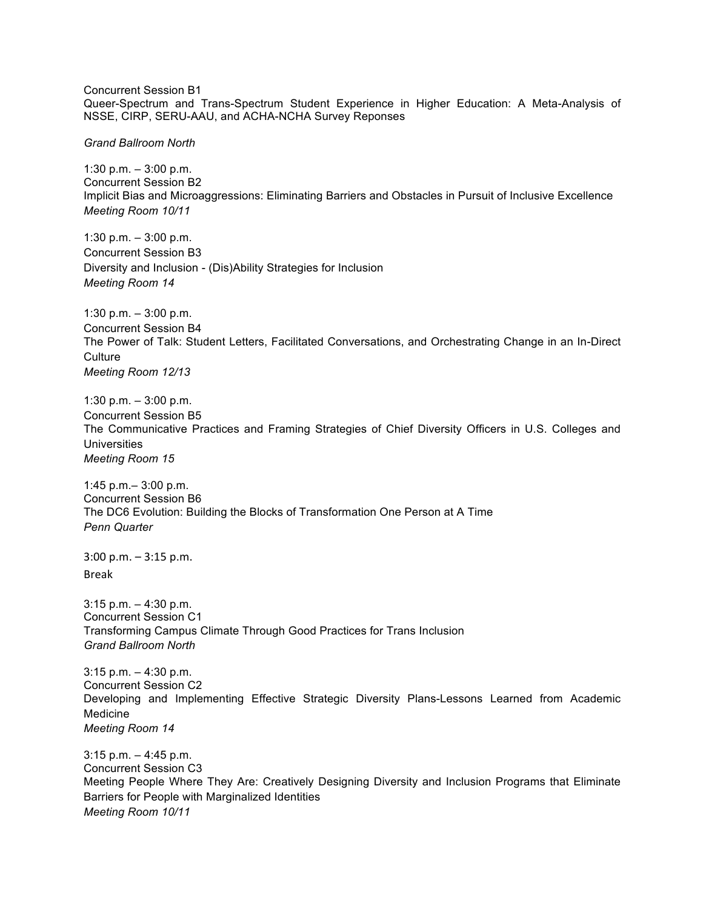Concurrent Session B1
Queer-Spectrum and Trans-Spectrum Student Experience in Higher Education: A Meta-Analysis of NSSE, CIRP, SERU-AAU, and ACHA-NCHA Survey Reponses

*Grand Ballroom North*

1:30 p.m. – 3:00 p.m.
Concurrent Session B2
Implicit Bias and Microaggressions: Eliminating Barriers and Obstacles in Pursuit of Inclusive Excellence
*Meeting Room 10/11*

1:30 p.m. – 3:00 p.m.
Concurrent Session B3
Diversity and Inclusion - (Dis)Ability Strategies for Inclusion
*Meeting Room 14*

1:30 p.m. – 3:00 p.m.
Concurrent Session B4
The Power of Talk: Student Letters, Facilitated Conversations, and Orchestrating Change in an In-Direct Culture
*Meeting Room 12/13*

1:30 p.m. – 3:00 p.m.
Concurrent Session B5
The Communicative Practices and Framing Strategies of Chief Diversity Officers in U.S. Colleges and Universities
*Meeting Room 15*

1:45 p.m.– 3:00 p.m.
Concurrent Session B6
The DC6 Evolution: Building the Blocks of Transformation One Person at A Time
*Penn Quarter*

3:00 p.m. – 3:15 p.m.
Break

3:15 p.m. – 4:30 p.m.
Concurrent Session C1
Transforming Campus Climate Through Good Practices for Trans Inclusion
*Grand Ballroom North*

3:15 p.m. – 4:30 p.m.
Concurrent Session C2
Developing and Implementing Effective Strategic Diversity Plans-Lessons Learned from Academic Medicine
*Meeting Room 14*

3:15 p.m. – 4:45 p.m.
Concurrent Session C3
Meeting People Where They Are: Creatively Designing Diversity and Inclusion Programs that Eliminate Barriers for People with Marginalized Identities
*Meeting Room 10/11*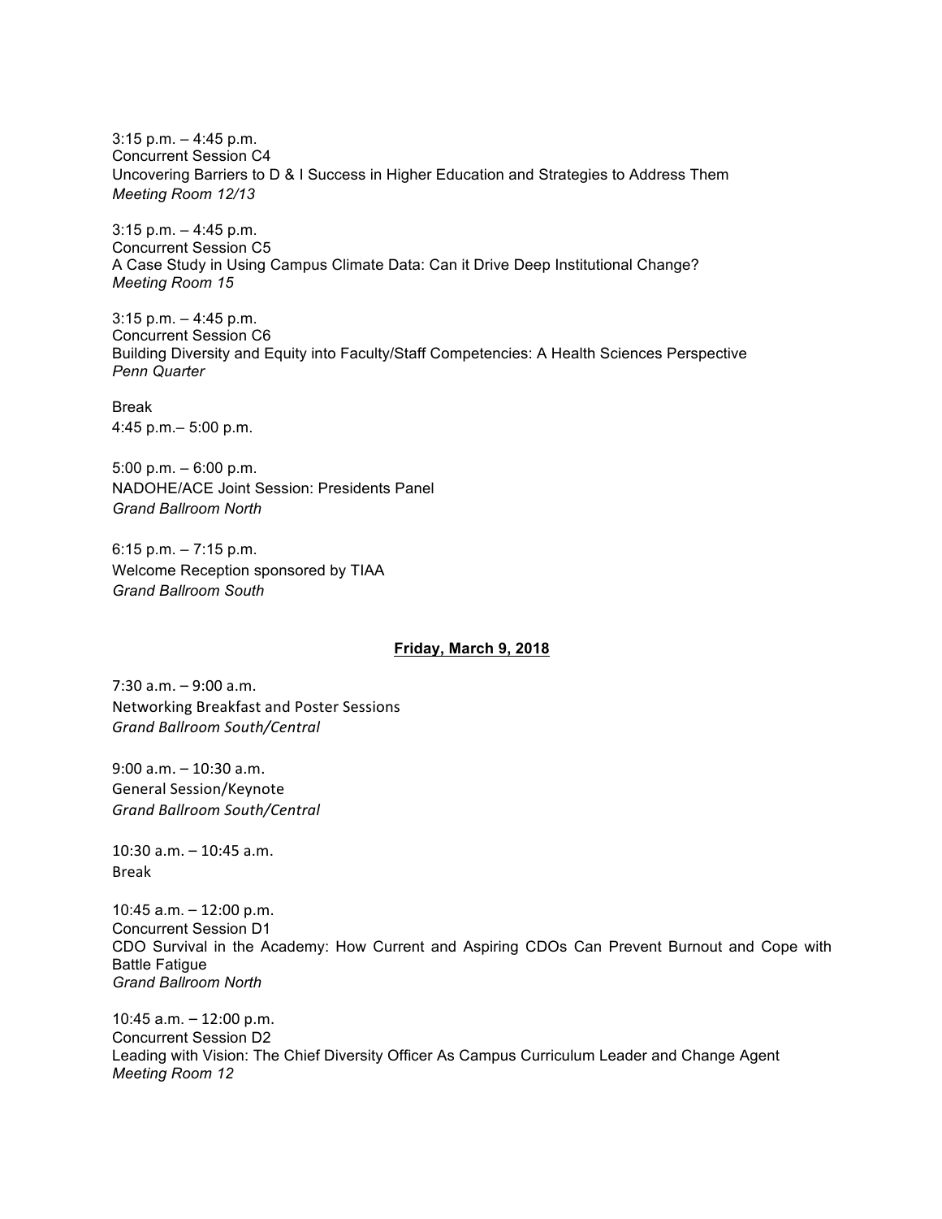3:15 p.m. – 4:45 p.m.
Concurrent Session C4
Uncovering Barriers to D & I Success in Higher Education and Strategies to Address Them
*Meeting Room 12/13*

3:15 p.m. – 4:45 p.m.
Concurrent Session C5
A Case Study in Using Campus Climate Data: Can it Drive Deep Institutional Change?
*Meeting Room 15*

3:15 p.m. – 4:45 p.m.
Concurrent Session C6
Building Diversity and Equity into Faculty/Staff Competencies: A Health Sciences Perspective
*Penn Quarter*

Break
4:45 p.m.– 5:00 p.m.

5:00 p.m. – 6:00 p.m.
NADOHE/ACE Joint Session: Presidents Panel
*Grand Ballroom North*

6:15 p.m. – 7:15 p.m.
Welcome Reception sponsored by TIAA
*Grand Ballroom South*

## **Friday, March 9, 2018**

7:30 a.m. – 9:00 a.m.
Networking Breakfast and Poster Sessions
*Grand Ballroom South/Central*

9:00 a.m. – 10:30 a.m.
General Session/Keynote
*Grand Ballroom South/Central*

10:30 a.m. – 10:45 a.m.
Break

10:45 a.m. – 12:00 p.m.
Concurrent Session D1
CDO Survival in the Academy: How Current and Aspiring CDOs Can Prevent Burnout and Cope with Battle Fatigue
*Grand Ballroom North*

10:45 a.m. – 12:00 p.m.
Concurrent Session D2
Leading with Vision: The Chief Diversity Officer As Campus Curriculum Leader and Change Agent
*Meeting Room 12*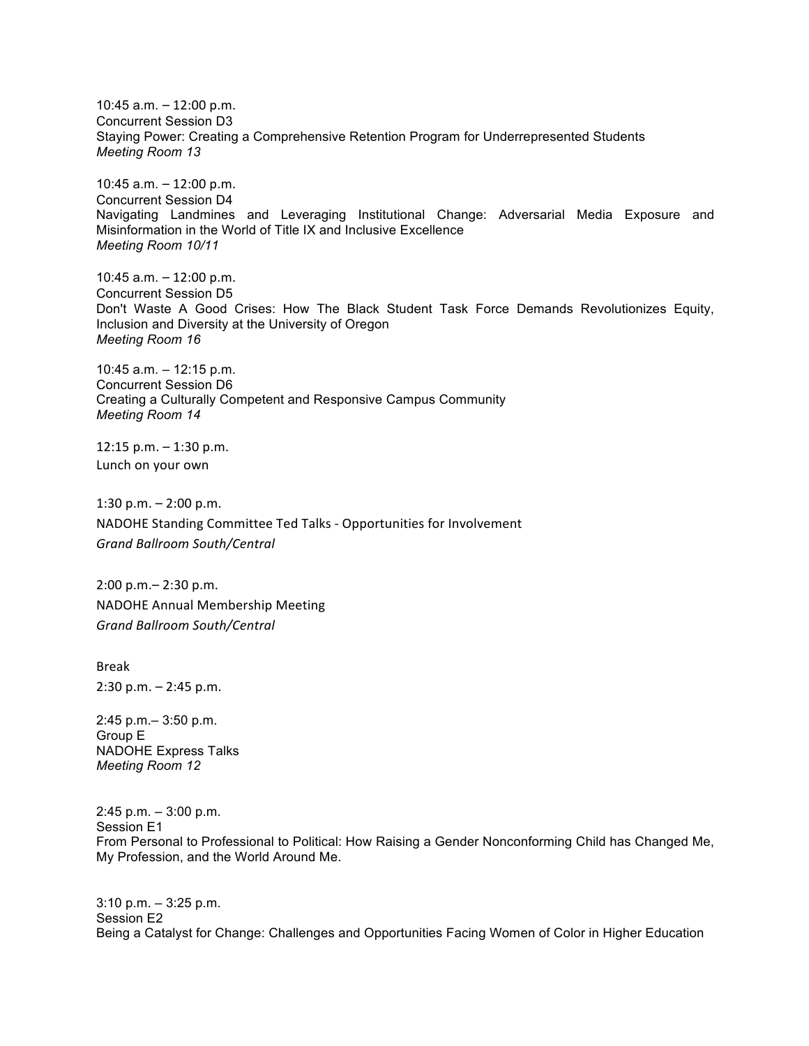10:45 a.m. – 12:00 p.m.
Concurrent Session D3
Staying Power: Creating a Comprehensive Retention Program for Underrepresented Students
*Meeting Room 13*

10:45 a.m. – 12:00 p.m.
Concurrent Session D4
Navigating Landmines and Leveraging Institutional Change: Adversarial Media Exposure and Misinformation in the World of Title IX and Inclusive Excellence
*Meeting Room 10/11*

10:45 a.m. – 12:00 p.m.
Concurrent Session D5
Don't Waste A Good Crises: How The Black Student Task Force Demands Revolutionizes Equity, Inclusion and Diversity at the University of Oregon
*Meeting Room 16*

10:45 a.m. – 12:15 p.m.
Concurrent Session D6
Creating a Culturally Competent and Responsive Campus Community
*Meeting Room 14*

12:15 p.m. – 1:30 p.m.
Lunch on your own

1:30 p.m. – 2:00 p.m.
NADOHE Standing Committee Ted Talks - Opportunities for Involvement
*Grand Ballroom South/Central*

2:00 p.m.– 2:30 p.m.
NADOHE Annual Membership Meeting
*Grand Ballroom South/Central*

Break
2:30 p.m. – 2:45 p.m.

2:45 p.m.– 3:50 p.m.
Group E
NADOHE Express Talks
*Meeting Room 12*

2:45 p.m. – 3:00 p.m.
Session E1
From Personal to Professional to Political: How Raising a Gender Nonconforming Child has Changed Me, My Profession, and the World Around Me.

3:10 p.m. – 3:25 p.m.
Session E2
Being a Catalyst for Change: Challenges and Opportunities Facing Women of Color in Higher Education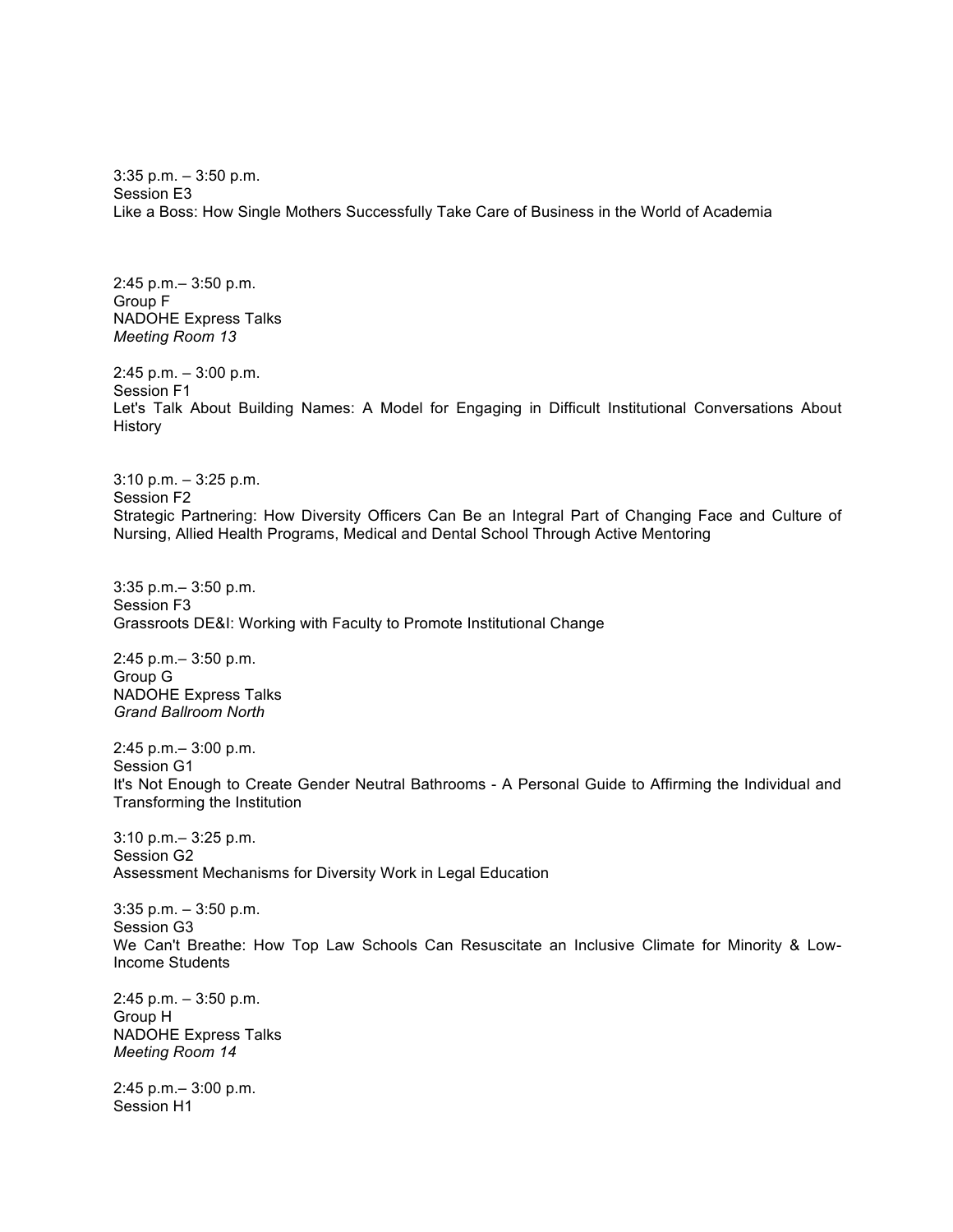3:35 p.m. – 3:50 p.m.
Session E3
Like a Boss: How Single Mothers Successfully Take Care of Business in the World of Academia

2:45 p.m.– 3:50 p.m.
Group F
NADOHE Express Talks
*Meeting Room 13*

2:45 p.m. – 3:00 p.m.
Session F1
Let's Talk About Building Names: A Model for Engaging in Difficult Institutional Conversations About History

3:10 p.m. – 3:25 p.m.
Session F2
Strategic Partnering: How Diversity Officers Can Be an Integral Part of Changing Face and Culture of Nursing, Allied Health Programs, Medical and Dental School Through Active Mentoring

3:35 p.m.– 3:50 p.m.
Session F3
Grassroots DE&I: Working with Faculty to Promote Institutional Change

2:45 p.m.– 3:50 p.m.
Group G
NADOHE Express Talks
*Grand Ballroom North*

2:45 p.m.– 3:00 p.m.
Session G1
It's Not Enough to Create Gender Neutral Bathrooms - A Personal Guide to Affirming the Individual and Transforming the Institution

3:10 p.m.– 3:25 p.m.
Session G2
Assessment Mechanisms for Diversity Work in Legal Education

3:35 p.m. – 3:50 p.m.
Session G3
We Can't Breathe: How Top Law Schools Can Resuscitate an Inclusive Climate for Minority & Low-Income Students

2:45 p.m. – 3:50 p.m.
Group H
NADOHE Express Talks
*Meeting Room 14*

2:45 p.m.– 3:00 p.m.
Session H1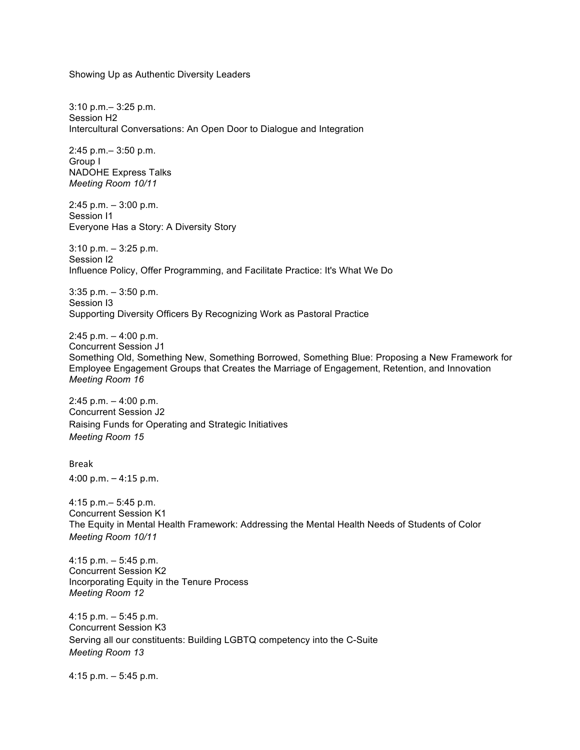Showing Up as Authentic Diversity Leaders

3:10 p.m.– 3:25 p.m.
Session H2
Intercultural Conversations: An Open Door to Dialogue and Integration

2:45 p.m.– 3:50 p.m.
Group I
NADOHE Express Talks
*Meeting Room 10/11*

2:45 p.m. – 3:00 p.m.
Session I1
Everyone Has a Story: A Diversity Story

3:10 p.m. – 3:25 p.m.
Session I2
Influence Policy, Offer Programming, and Facilitate Practice: It's What We Do

3:35 p.m. – 3:50 p.m.
Session I3
Supporting Diversity Officers By Recognizing Work as Pastoral Practice

2:45 p.m. – 4:00 p.m.
Concurrent Session J1
Something Old, Something New, Something Borrowed, Something Blue: Proposing a New Framework for Employee Engagement Groups that Creates the Marriage of Engagement, Retention, and Innovation
*Meeting Room 16*

2:45 p.m. – 4:00 p.m.
Concurrent Session J2
Raising Funds for Operating and Strategic Initiatives
*Meeting Room 15*

Break
4:00 p.m. – 4:15 p.m.

4:15 p.m.– 5:45 p.m.
Concurrent Session K1
The Equity in Mental Health Framework: Addressing the Mental Health Needs of Students of Color
*Meeting Room 10/11*

4:15 p.m. – 5:45 p.m.
Concurrent Session K2
Incorporating Equity in the Tenure Process
*Meeting Room 12*

4:15 p.m. – 5:45 p.m.
Concurrent Session K3
Serving all our constituents: Building LGBTQ competency into the C-Suite
*Meeting Room 13*

4:15 p.m. – 5:45 p.m.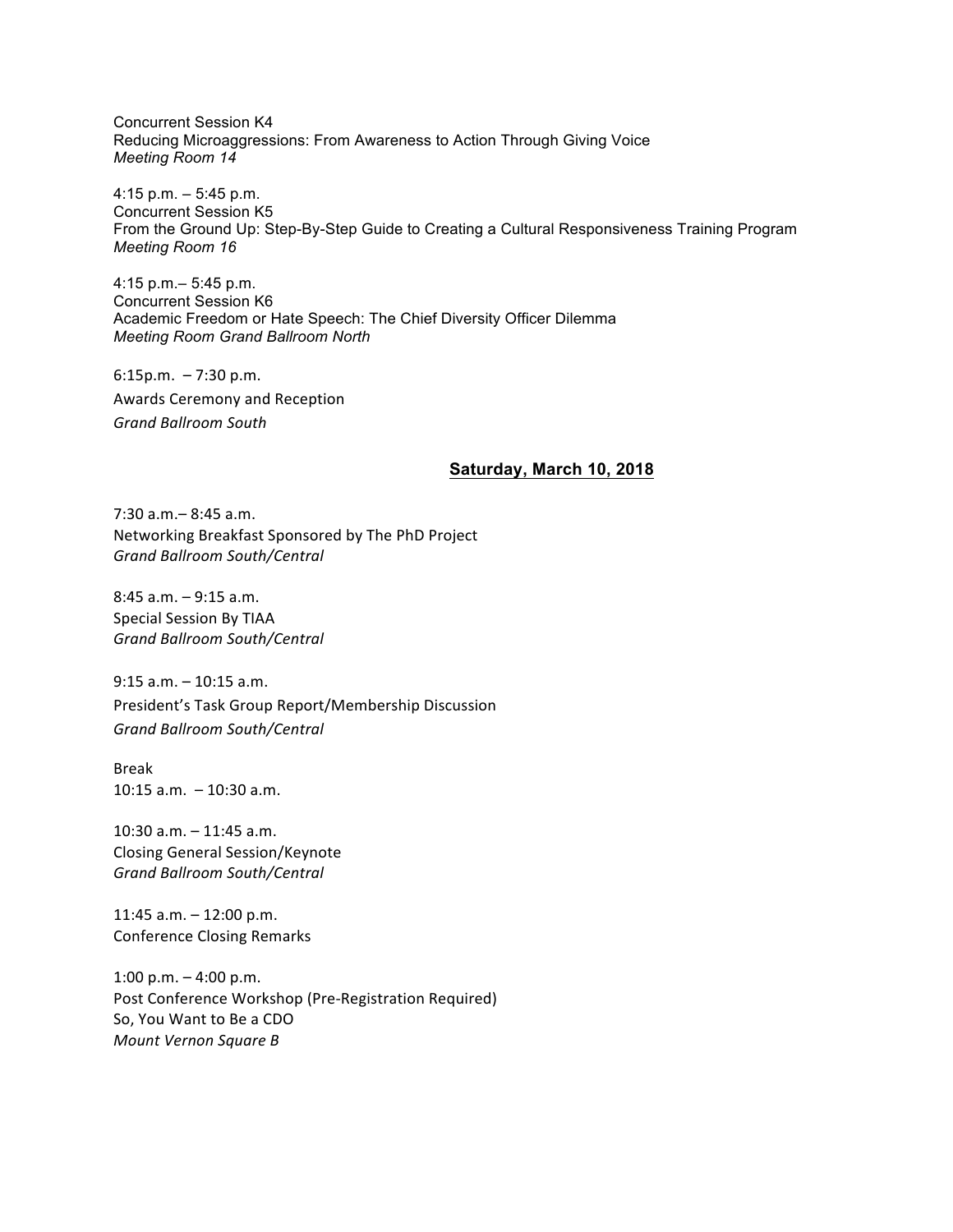Concurrent Session K4
Reducing Microaggressions: From Awareness to Action Through Giving Voice
*Meeting Room 14*

4:15 p.m. – 5:45 p.m.
Concurrent Session K5
From the Ground Up: Step-By-Step Guide to Creating a Cultural Responsiveness Training Program
*Meeting Room 16*

4:15 p.m.– 5:45 p.m.
Concurrent Session K6
Academic Freedom or Hate Speech: The Chief Diversity Officer Dilemma
*Meeting Room Grand Ballroom North*

6:15p.m. – 7:30 p.m.
Awards Ceremony and Reception
*Grand Ballroom South*

## **Saturday, March 10, 2018**

7:30 a.m.– 8:45 a.m.
Networking Breakfast Sponsored by The PhD Project
*Grand Ballroom South/Central*

8:45 a.m. – 9:15 a.m.
Special Session By TIAA
*Grand Ballroom South/Central*

9:15 a.m. – 10:15 a.m.
President's Task Group Report/Membership Discussion
*Grand Ballroom South/Central*

Break
10:15 a.m. – 10:30 a.m.

10:30 a.m. – 11:45 a.m.
Closing General Session/Keynote
*Grand Ballroom South/Central*

11:45 a.m. – 12:00 p.m.
Conference Closing Remarks

1:00 p.m. – 4:00 p.m.
Post Conference Workshop (Pre-Registration Required)
So, You Want to Be a CDO
*Mount Vernon Square B*